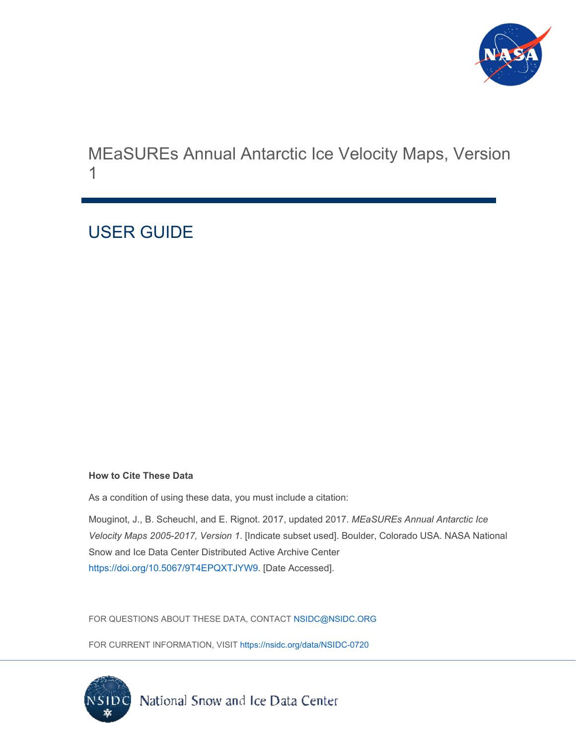# MEaSUREs Annual Antarctic Ice Velocity Maps, Version 1

## USER GUIDE

**How to Cite These Data**

As a condition of using these data, you must include a citation:

Mouginot, J., B. Scheuchl, and E. Rignot. 2017, updated 2017. *MEaSUREs Annual Antarctic Ice Velocity Maps 2005-2017, Version 1*. [Indicate subset used]. Boulder, Colorado USA. NASA National Snow and Ice Data Center Distributed Active Archive Center https://doi.org/10.5067/9T4EPQXTJYW9. [Date Accessed].

FOR QUESTIONS ABOUT THESE DATA, CONTACT NSIDC@NSIDC.ORG

FOR CURRENT INFORMATION, VISIT https://nsidc.org/data/NSIDC-0720

National Snow and Ice Data Center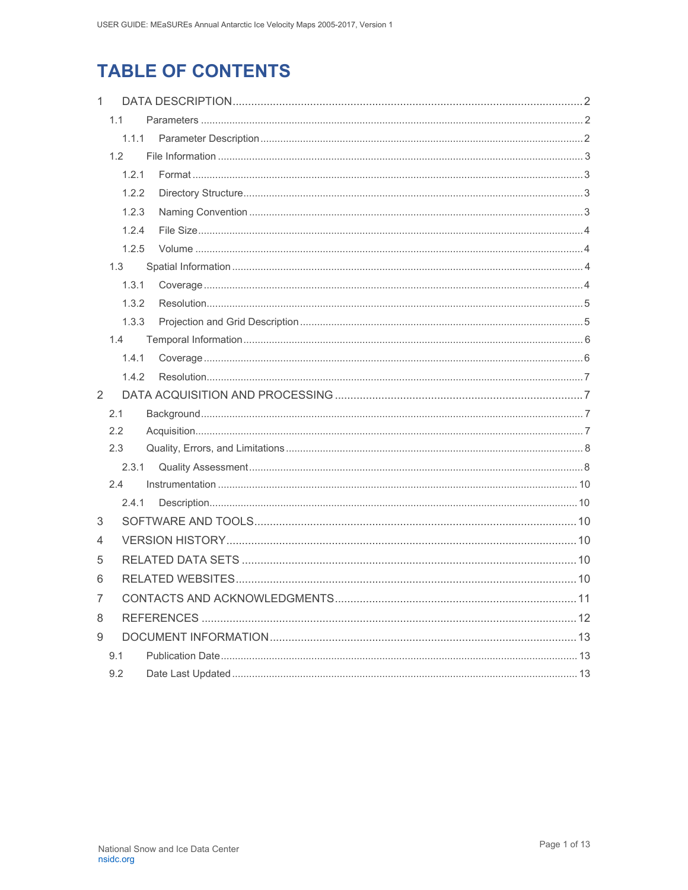# TABLE OF CONTENTS

1 DATA DESCRIPTION ..... 2
  1.1 Parameters ..... 2
    1.1.1 Parameter Description ..... 2
  1.2 File Information ..... 3
    1.2.1 Format ..... 3
    1.2.2 Directory Structure ..... 3
    1.2.3 Naming Convention ..... 3
    1.2.4 File Size ..... 4
    1.2.5 Volume ..... 4
  1.3 Spatial Information ..... 4
    1.3.1 Coverage ..... 4
    1.3.2 Resolution ..... 5
    1.3.3 Projection and Grid Description ..... 5
  1.4 Temporal Information ..... 6
    1.4.1 Coverage ..... 6
    1.4.2 Resolution ..... 7
2 DATA ACQUISITION AND PROCESSING ..... 7
  2.1 Background ..... 7
  2.2 Acquisition ..... 7
  2.3 Quality, Errors, and Limitations ..... 8
    2.3.1 Quality Assessment ..... 8
  2.4 Instrumentation ..... 10
    2.4.1 Description ..... 10
3 SOFTWARE AND TOOLS ..... 10
4 VERSION HISTORY ..... 10
5 RELATED DATA SETS ..... 10
6 RELATED WEBSITES ..... 10
7 CONTACTS AND ACKNOWLEDGMENTS ..... 11
8 REFERENCES ..... 12
9 DOCUMENT INFORMATION ..... 13
  9.1 Publication Date ..... 13
  9.2 Date Last Updated ..... 13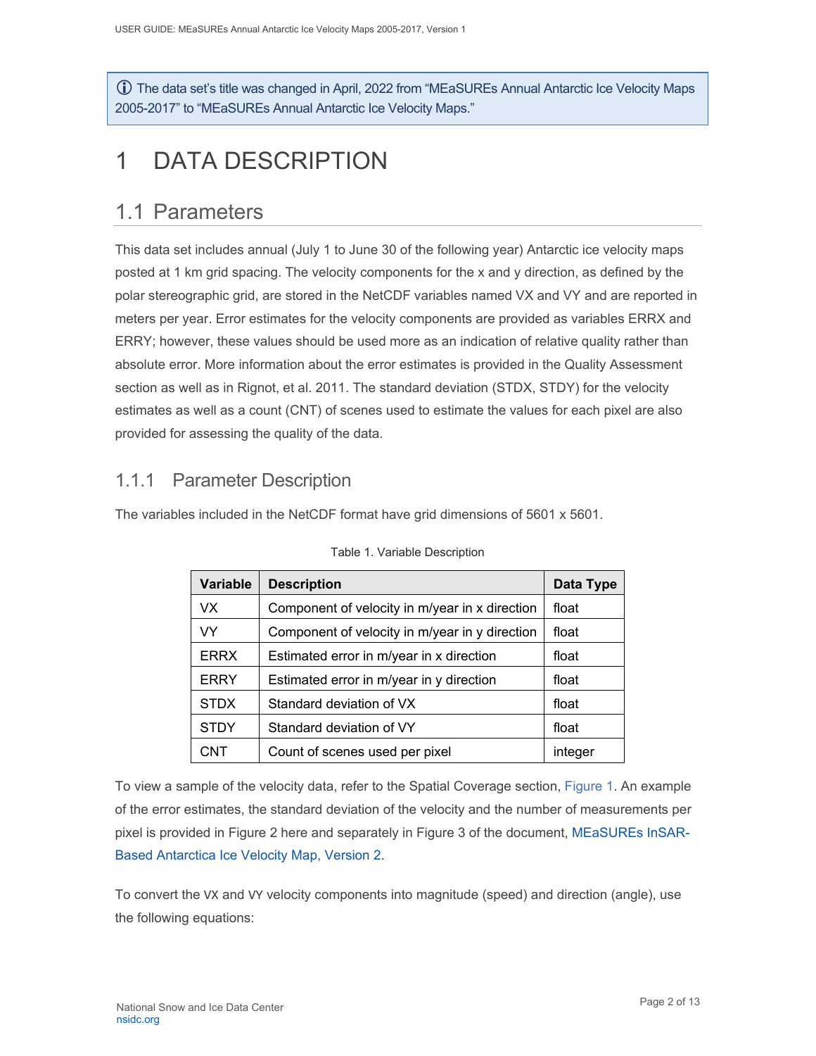ⓘ The data set's title was changed in April, 2022 from "MEaSUREs Annual Antarctic Ice Velocity Maps 2005-2017" to "MEaSUREs Annual Antarctic Ice Velocity Maps."

# 1 DATA DESCRIPTION

## 1.1 Parameters

This data set includes annual (July 1 to June 30 of the following year) Antarctic ice velocity maps posted at 1 km grid spacing. The velocity components for the x and y direction, as defined by the polar stereographic grid, are stored in the NetCDF variables named VX and VY and are reported in meters per year. Error estimates for the velocity components are provided as variables ERRX and ERRY; however, these values should be used more as an indication of relative quality rather than absolute error. More information about the error estimates is provided in the Quality Assessment section as well as in Rignot, et al. 2011. The standard deviation (STDX, STDY) for the velocity estimates as well as a count (CNT) of scenes used to estimate the values for each pixel are also provided for assessing the quality of the data.

### 1.1.1 Parameter Description

The variables included in the NetCDF format have grid dimensions of 5601 x 5601.

Table 1. Variable Description

| Variable | Description | Data Type |
|---|---|---|
| VX | Component of velocity in m/year in x direction | float |
| VY | Component of velocity in m/year in y direction | float |
| ERRX | Estimated error in m/year in x direction | float |
| ERRY | Estimated error in m/year in y direction | float |
| STDX | Standard deviation of VX | float |
| STDY | Standard deviation of VY | float |
| CNT | Count of scenes used per pixel | integer |

To view a sample of the velocity data, refer to the Spatial Coverage section, Figure 1. An example of the error estimates, the standard deviation of the velocity and the number of measurements per pixel is provided in Figure 2 here and separately in Figure 3 of the document, MEaSUREs InSAR-Based Antarctica Ice Velocity Map, Version 2.

To convert the VX and VY velocity components into magnitude (speed) and direction (angle), use the following equations: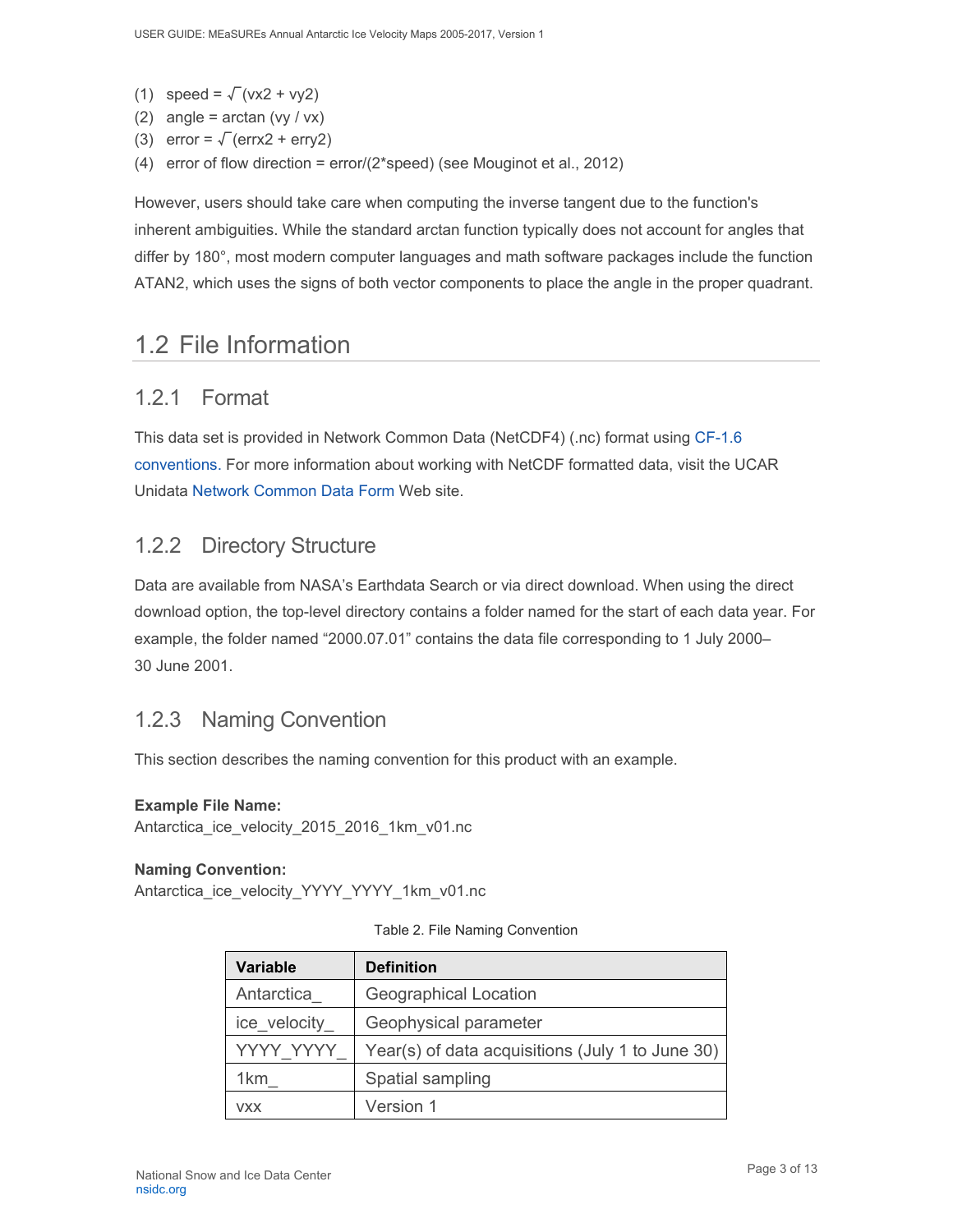(1) speed = $\sqrt{(vx^2 + vy^2)}$
(2) angle = arctan (vy / vx)
(3) error = $\sqrt{(errx^2 + erry^2)}$
(4) error of flow direction = error/(2*speed) (see Mouginot et al., 2012)

However, users should take care when computing the inverse tangent due to the function's inherent ambiguities. While the standard arctan function typically does not account for angles that differ by 180°, most modern computer languages and math software packages include the function ATAN2, which uses the signs of both vector components to place the angle in the proper quadrant.

## 1.2 File Information

### 1.2.1 Format

This data set is provided in Network Common Data (NetCDF4) (.nc) format using CF-1.6 conventions. For more information about working with NetCDF formatted data, visit the UCAR Unidata Network Common Data Form Web site.

### 1.2.2 Directory Structure

Data are available from NASA's Earthdata Search or via direct download. When using the direct download option, the top-level directory contains a folder named for the start of each data year. For example, the folder named "2000.07.01" contains the data file corresponding to 1 July 2000–30 June 2001.

### 1.2.3 Naming Convention

This section describes the naming convention for this product with an example.

**Example File Name:**
Antarctica_ice_velocity_2015_2016_1km_v01.nc

**Naming Convention:**
Antarctica_ice_velocity_YYYY_YYYY_1km_v01.nc

Table 2. File Naming Convention

| Variable | Definition |
|---|---|
| Antarctica_ | Geographical Location |
| ice_velocity_ | Geophysical parameter |
| YYYY_YYYY_ | Year(s) of data acquisitions (July 1 to June 30) |
| 1km_ | Spatial sampling |
| vxx | Version 1 |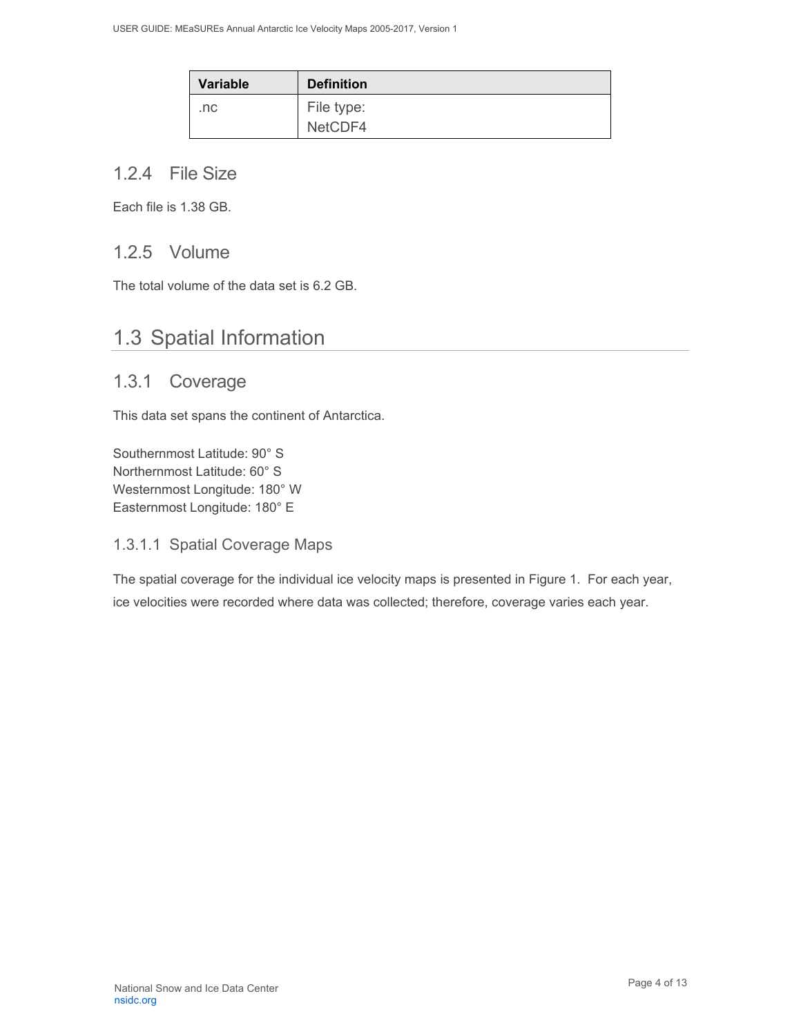| Variable | Definition |
| --- | --- |
| .nc | File type: NetCDF4 |

### 1.2.4 File Size

Each file is 1.38 GB.

### 1.2.5 Volume

The total volume of the data set is 6.2 GB.

## 1.3 Spatial Information

### 1.3.1 Coverage

This data set spans the continent of Antarctica.

Southernmost Latitude: 90° S  
Northernmost Latitude: 60° S  
Westernmost Longitude: 180° W  
Easternmost Longitude: 180° E

#### 1.3.1.1 Spatial Coverage Maps

The spatial coverage for the individual ice velocity maps is presented in Figure 1. For each year, ice velocities were recorded where data was collected; therefore, coverage varies each year.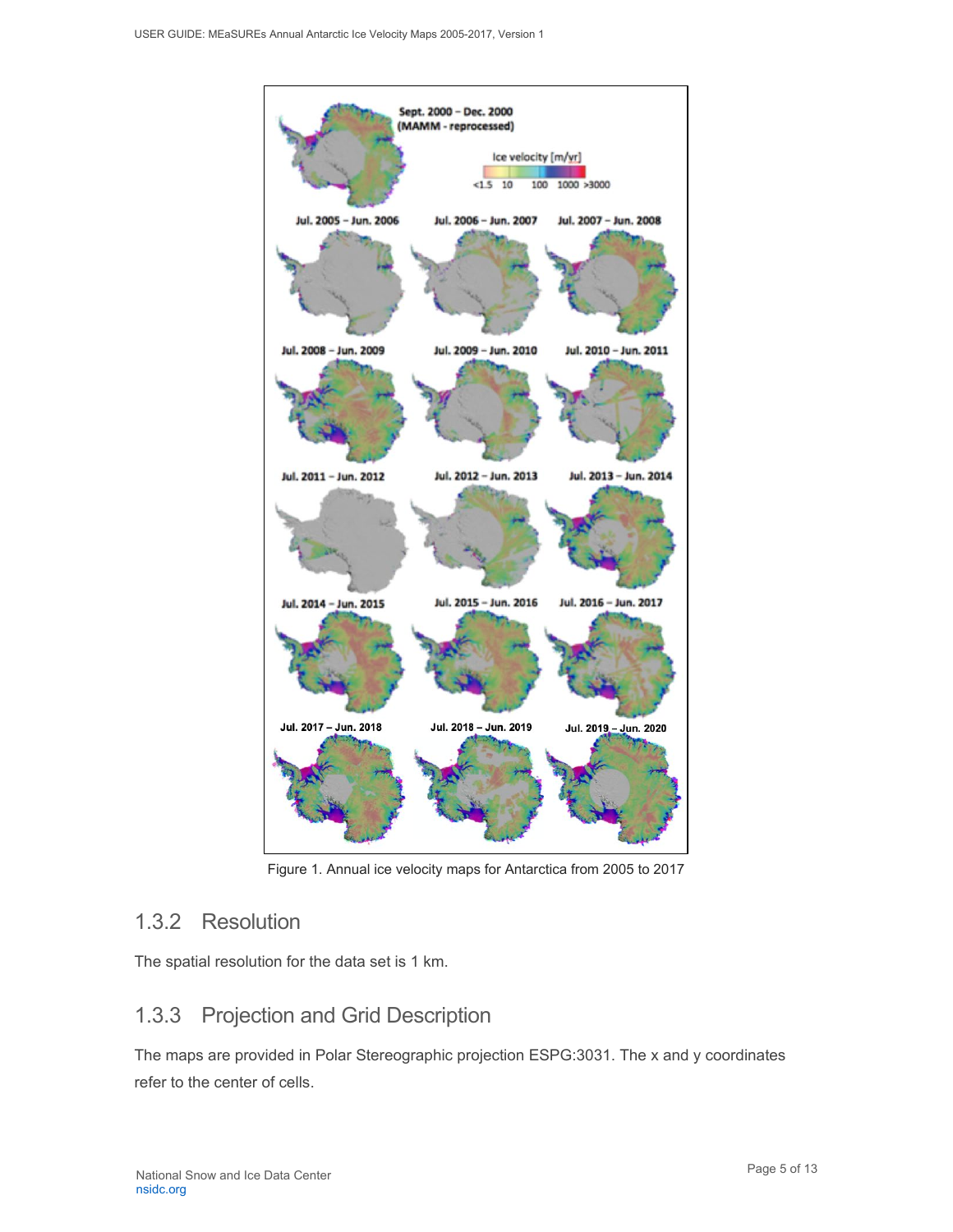Figure 1. Annual ice velocity maps for Antarctica from 2005 to 2017

### 1.3.2 Resolution

The spatial resolution for the data set is 1 km.

### 1.3.3 Projection and Grid Description

The maps are provided in Polar Stereographic projection ESPG:3031. The x and y coordinates refer to the center of cells.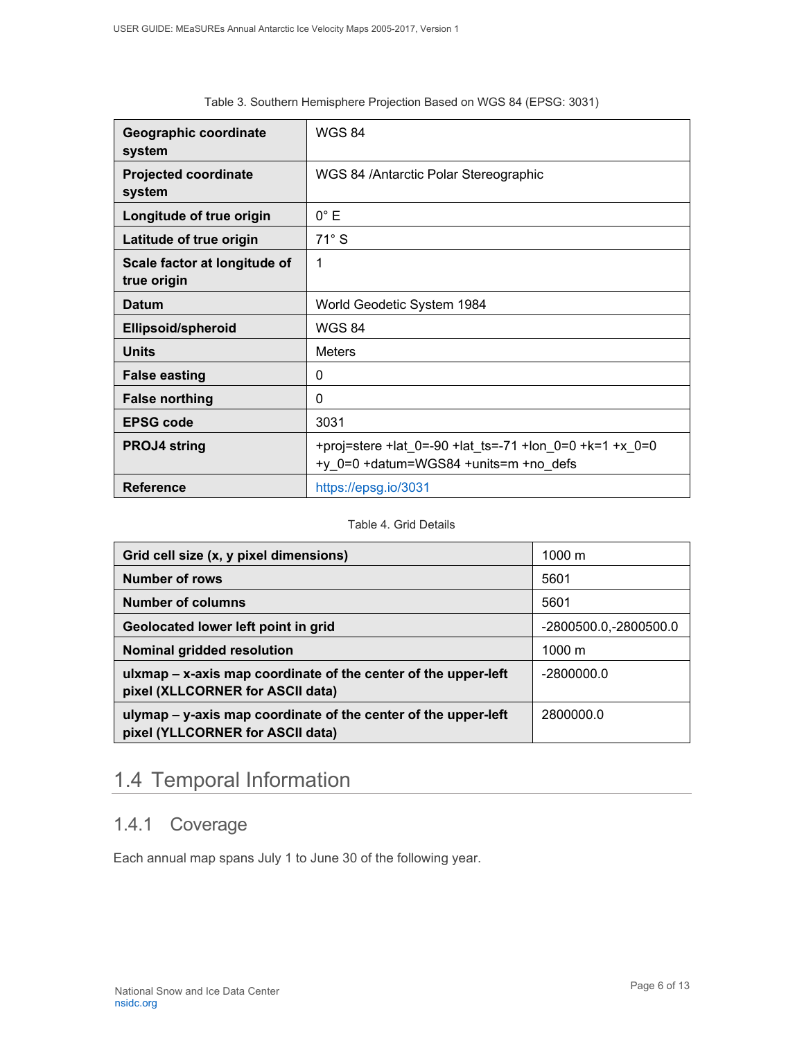Table 3. Southern Hemisphere Projection Based on WGS 84 (EPSG: 3031)

| | |
|---|---|
| **Geographic coordinate system** | WGS 84 |
| **Projected coordinate system** | WGS 84 /Antarctic Polar Stereographic |
| **Longitude of true origin** | 0° E |
| **Latitude of true origin** | 71° S |
| **Scale factor at longitude of true origin** | 1 |
| **Datum** | World Geodetic System 1984 |
| **Ellipsoid/spheroid** | WGS 84 |
| **Units** | Meters |
| **False easting** | 0 |
| **False northing** | 0 |
| **EPSG code** | 3031 |
| **PROJ4 string** | +proj=stere +lat_0=-90 +lat_ts=-71 +lon_0=0 +k=1 +x_0=0 +y_0=0 +datum=WGS84 +units=m +no_defs |
| **Reference** | https://epsg.io/3031 |

Table 4. Grid Details

| | |
|---|---|
| **Grid cell size (x, y pixel dimensions)** | 1000 m |
| **Number of rows** | 5601 |
| **Number of columns** | 5601 |
| **Geolocated lower left point in grid** | -2800500.0,-2800500.0 |
| **Nominal gridded resolution** | 1000 m |
| **ulxmap – x-axis map coordinate of the center of the upper-left pixel (XLLCORNER for ASCII data)** | -2800000.0 |
| **ulymap – y-axis map coordinate of the center of the upper-left pixel (YLLCORNER for ASCII data)** | 2800000.0 |

## 1.4 Temporal Information

### 1.4.1 Coverage

Each annual map spans July 1 to June 30 of the following year.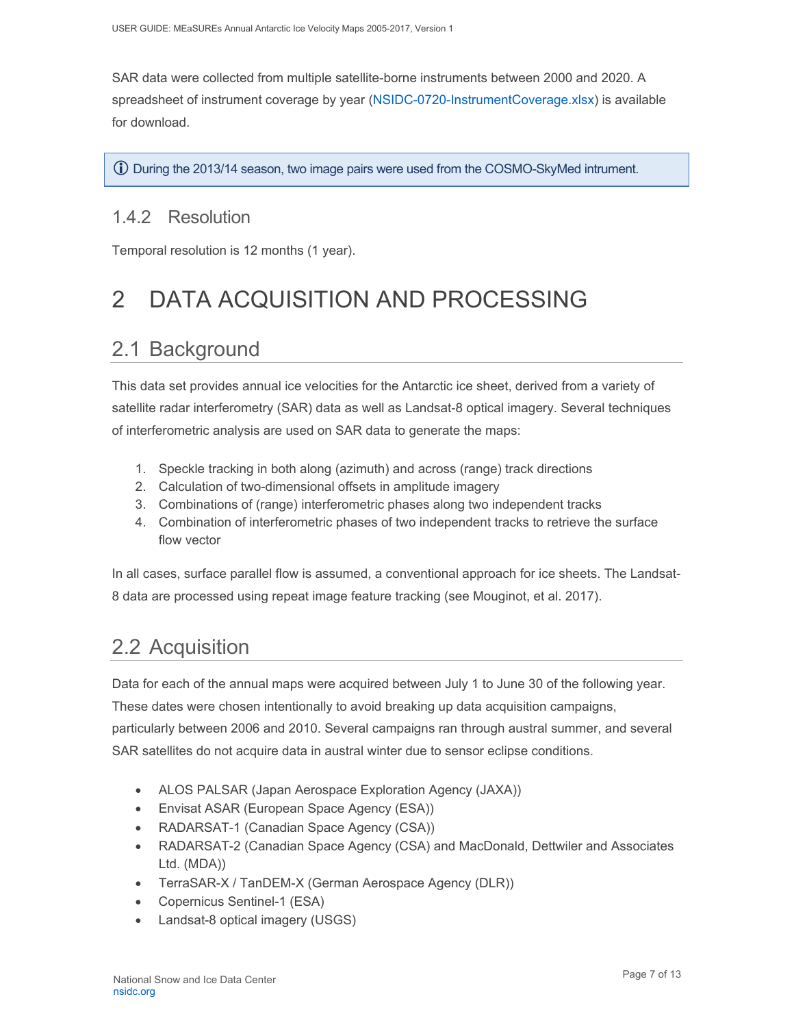SAR data were collected from multiple satellite-borne instruments between 2000 and 2020. A spreadsheet of instrument coverage by year (NSIDC-0720-InstrumentCoverage.xlsx) is available for download.

> ⓘ During the 2013/14 season, two image pairs were used from the COSMO-SkyMed intrument.

### 1.4.2 Resolution

Temporal resolution is 12 months (1 year).

# 2 DATA ACQUISITION AND PROCESSING

## 2.1 Background

This data set provides annual ice velocities for the Antarctic ice sheet, derived from a variety of satellite radar interferometry (SAR) data as well as Landsat-8 optical imagery. Several techniques of interferometric analysis are used on SAR data to generate the maps:

1. Speckle tracking in both along (azimuth) and across (range) track directions
2. Calculation of two-dimensional offsets in amplitude imagery
3. Combinations of (range) interferometric phases along two independent tracks
4. Combination of interferometric phases of two independent tracks to retrieve the surface flow vector

In all cases, surface parallel flow is assumed, a conventional approach for ice sheets. The Landsat-8 data are processed using repeat image feature tracking (see Mouginot, et al. 2017).

## 2.2 Acquisition

Data for each of the annual maps were acquired between July 1 to June 30 of the following year. These dates were chosen intentionally to avoid breaking up data acquisition campaigns, particularly between 2006 and 2010. Several campaigns ran through austral summer, and several SAR satellites do not acquire data in austral winter due to sensor eclipse conditions.

- ALOS PALSAR (Japan Aerospace Exploration Agency (JAXA))
- Envisat ASAR (European Space Agency (ESA))
- RADARSAT-1 (Canadian Space Agency (CSA))
- RADARSAT-2 (Canadian Space Agency (CSA) and MacDonald, Dettwiler and Associates Ltd. (MDA))
- TerraSAR-X / TanDEM-X (German Aerospace Agency (DLR))
- Copernicus Sentinel-1 (ESA)
- Landsat-8 optical imagery (USGS)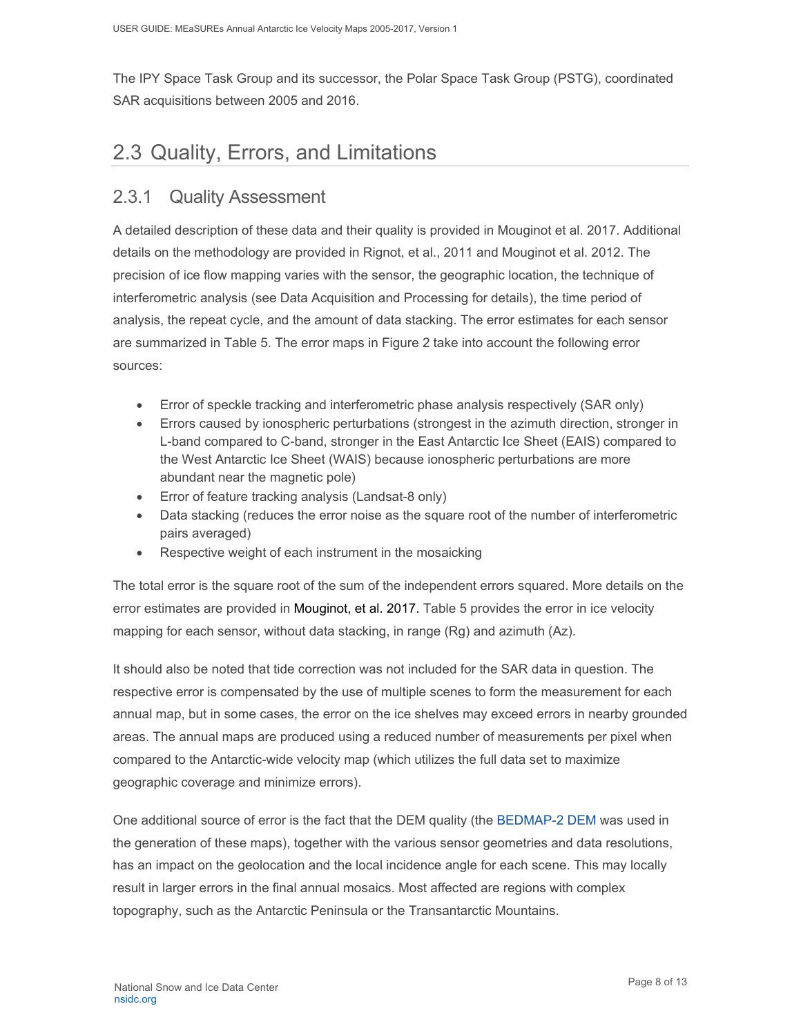The IPY Space Task Group and its successor, the Polar Space Task Group (PSTG), coordinated SAR acquisitions between 2005 and 2016.

## 2.3 Quality, Errors, and Limitations

### 2.3.1 Quality Assessment

A detailed description of these data and their quality is provided in Mouginot et al. 2017. Additional details on the methodology are provided in Rignot, et al., 2011 and Mouginot et al. 2012. The precision of ice flow mapping varies with the sensor, the geographic location, the technique of interferometric analysis (see Data Acquisition and Processing for details), the time period of analysis, the repeat cycle, and the amount of data stacking. The error estimates for each sensor are summarized in Table 5. The error maps in Figure 2 take into account the following error sources:

- Error of speckle tracking and interferometric phase analysis respectively (SAR only)
- Errors caused by ionospheric perturbations (strongest in the azimuth direction, stronger in L-band compared to C-band, stronger in the East Antarctic Ice Sheet (EAIS) compared to the West Antarctic Ice Sheet (WAIS) because ionospheric perturbations are more abundant near the magnetic pole)
- Error of feature tracking analysis (Landsat-8 only)
- Data stacking (reduces the error noise as the square root of the number of interferometric pairs averaged)
- Respective weight of each instrument in the mosaicking

The total error is the square root of the sum of the independent errors squared. More details on the error estimates are provided in Mouginot, et al. 2017. Table 5 provides the error in ice velocity mapping for each sensor, without data stacking, in range (Rg) and azimuth (Az).

It should also be noted that tide correction was not included for the SAR data in question. The respective error is compensated by the use of multiple scenes to form the measurement for each annual map, but in some cases, the error on the ice shelves may exceed errors in nearby grounded areas. The annual maps are produced using a reduced number of measurements per pixel when compared to the Antarctic-wide velocity map (which utilizes the full data set to maximize geographic coverage and minimize errors).

One additional source of error is the fact that the DEM quality (the BEDMAP-2 DEM was used in the generation of these maps), together with the various sensor geometries and data resolutions, has an impact on the geolocation and the local incidence angle for each scene. This may locally result in larger errors in the final annual mosaics. Most affected are regions with complex topography, such as the Antarctic Peninsula or the Transantarctic Mountains.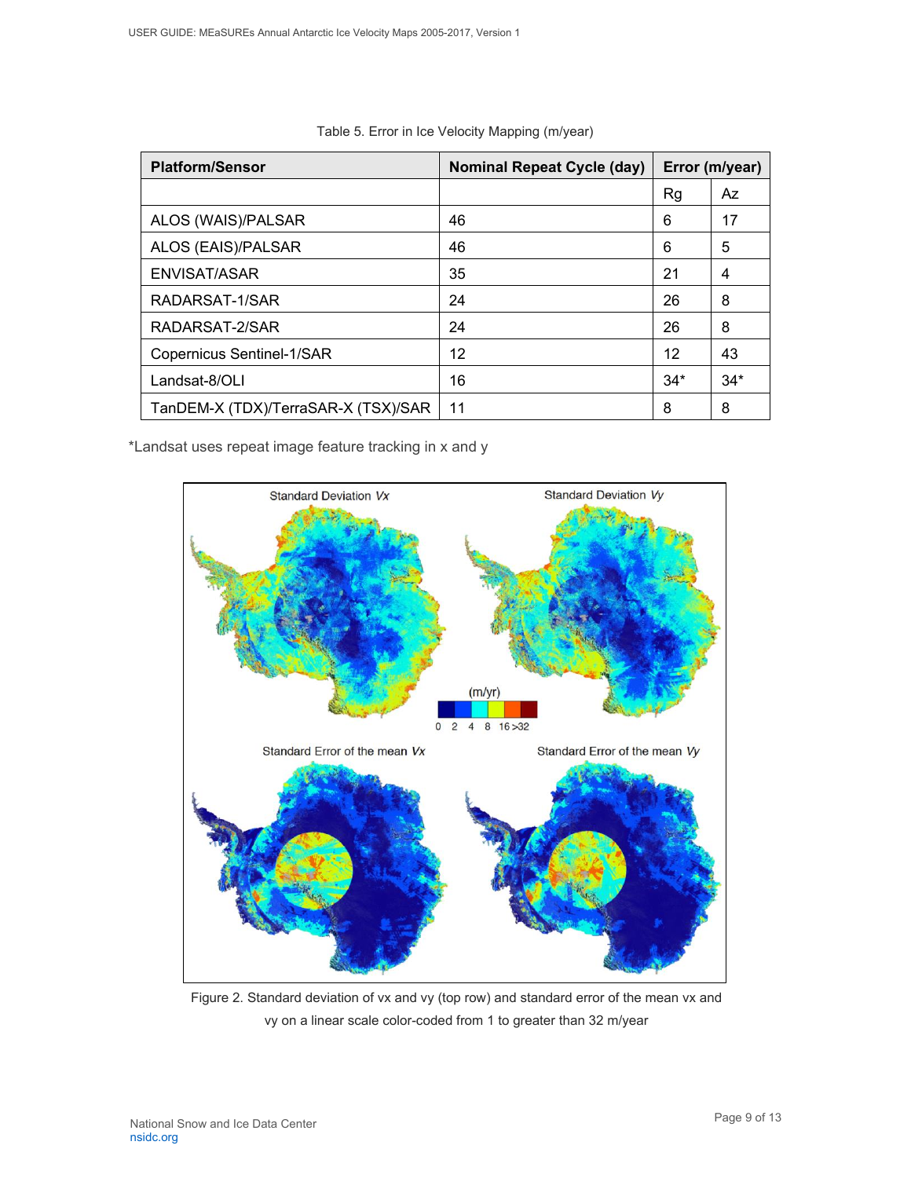Table 5. Error in Ice Velocity Mapping (m/year)

| Platform/Sensor | Nominal Repeat Cycle (day) | Error (m/year) | |
|---|---|---|---|
| | | Rg | Az |
| ALOS (WAIS)/PALSAR | 46 | 6 | 17 |
| ALOS (EAIS)/PALSAR | 46 | 6 | 5 |
| ENVISAT/ASAR | 35 | 21 | 4 |
| RADARSAT-1/SAR | 24 | 26 | 8 |
| RADARSAT-2/SAR | 24 | 26 | 8 |
| Copernicus Sentinel-1/SAR | 12 | 12 | 43 |
| Landsat-8/OLI | 16 | 34* | 34* |
| TanDEM-X (TDX)/TerraSAR-X (TSX)/SAR | 11 | 8 | 8 |

*Landsat uses repeat image feature tracking in x and y

Figure 2. Standard deviation of vx and vy (top row) and standard error of the mean vx and vy on a linear scale color-coded from 1 to greater than 32 m/year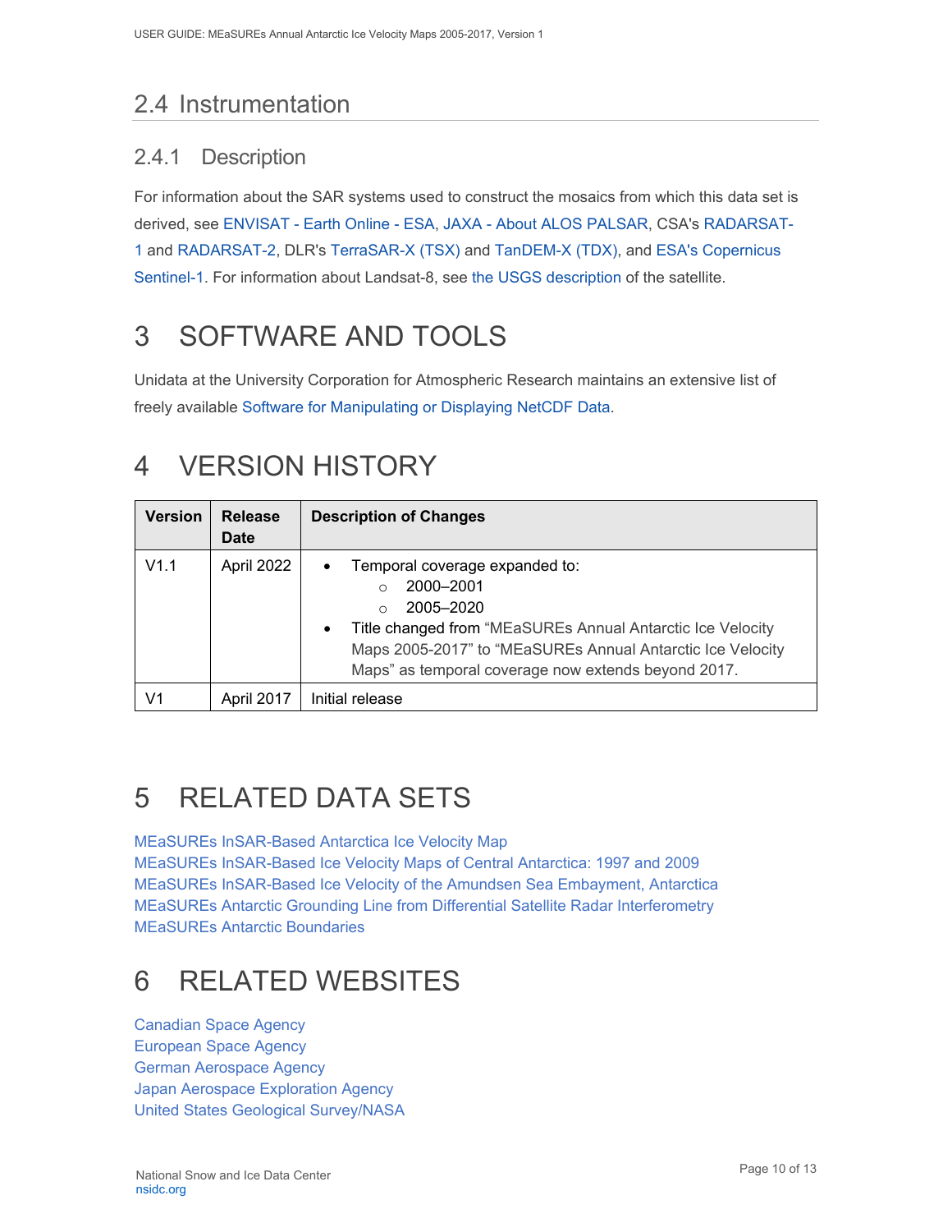## 2.4 Instrumentation

### 2.4.1 Description

For information about the SAR systems used to construct the mosaics from which this data set is derived, see ENVISAT - Earth Online - ESA, JAXA - About ALOS PALSAR, CSA's RADARSAT-1 and RADARSAT-2, DLR's TerraSAR-X (TSX) and TanDEM-X (TDX), and ESA's Copernicus Sentinel-1. For information about Landsat-8, see the USGS description of the satellite.

# 3 SOFTWARE AND TOOLS

Unidata at the University Corporation for Atmospheric Research maintains an extensive list of freely available Software for Manipulating or Displaying NetCDF Data.

# 4 VERSION HISTORY

| Version | Release Date | Description of Changes |
|---|---|---|
| V1.1 | April 2022 | • Temporal coverage expanded to: ◦ 2000–2001 ◦ 2005–2020 • Title changed from "MEaSUREs Annual Antarctic Ice Velocity Maps 2005-2017" to "MEaSUREs Annual Antarctic Ice Velocity Maps" as temporal coverage now extends beyond 2017. |
| V1 | April 2017 | Initial release |

# 5 RELATED DATA SETS

MEaSUREs InSAR-Based Antarctica Ice Velocity Map
MEaSUREs InSAR-Based Ice Velocity Maps of Central Antarctica: 1997 and 2009
MEaSUREs InSAR-Based Ice Velocity of the Amundsen Sea Embayment, Antarctica
MEaSUREs Antarctic Grounding Line from Differential Satellite Radar Interferometry
MEaSUREs Antarctic Boundaries

# 6 RELATED WEBSITES

Canadian Space Agency
European Space Agency
German Aerospace Agency
Japan Aerospace Exploration Agency
United States Geological Survey/NASA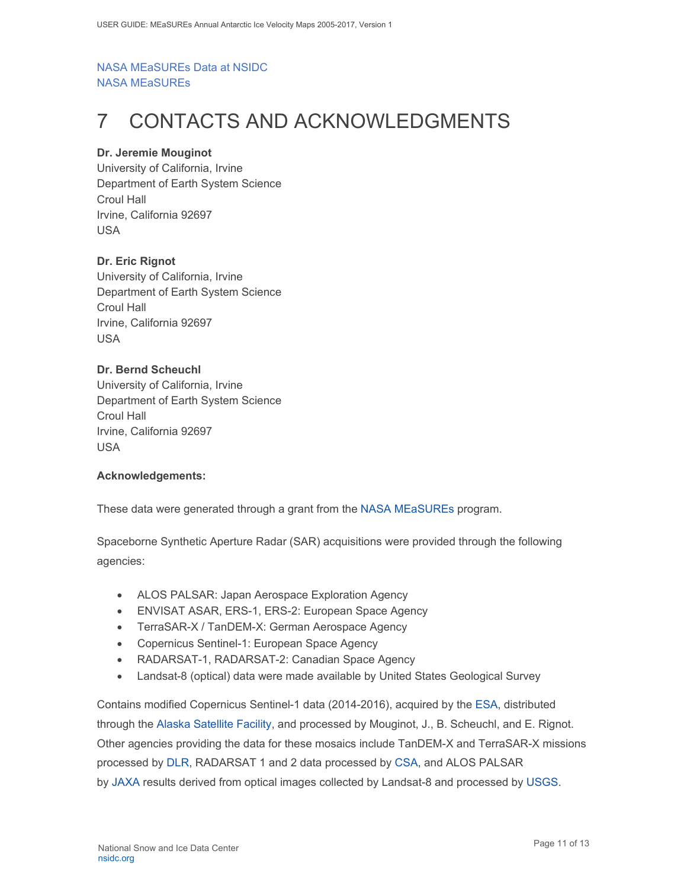NASA MEaSUREs Data at NSIDC
NASA MEaSUREs

# 7 CONTACTS AND ACKNOWLEDGMENTS

**Dr. Jeremie Mouginot**
University of California, Irvine
Department of Earth System Science
Croul Hall
Irvine, California 92697
USA

**Dr. Eric Rignot**
University of California, Irvine
Department of Earth System Science
Croul Hall
Irvine, California 92697
USA

**Dr. Bernd Scheuchl**
University of California, Irvine
Department of Earth System Science
Croul Hall
Irvine, California 92697
USA

**Acknowledgements:**

These data were generated through a grant from the NASA MEaSUREs program.

Spaceborne Synthetic Aperture Radar (SAR) acquisitions were provided through the following agencies:

- ALOS PALSAR: Japan Aerospace Exploration Agency
- ENVISAT ASAR, ERS-1, ERS-2: European Space Agency
- TerraSAR-X / TanDEM-X: German Aerospace Agency
- Copernicus Sentinel-1: European Space Agency
- RADARSAT-1, RADARSAT-2: Canadian Space Agency
- Landsat-8 (optical) data were made available by United States Geological Survey

Contains modified Copernicus Sentinel-1 data (2014-2016), acquired by the ESA, distributed through the Alaska Satellite Facility, and processed by Mouginot, J., B. Scheuchl, and E. Rignot. Other agencies providing the data for these mosaics include TanDEM-X and TerraSAR-X missions processed by DLR, RADARSAT 1 and 2 data processed by CSA, and ALOS PALSAR by JAXA results derived from optical images collected by Landsat-8 and processed by USGS.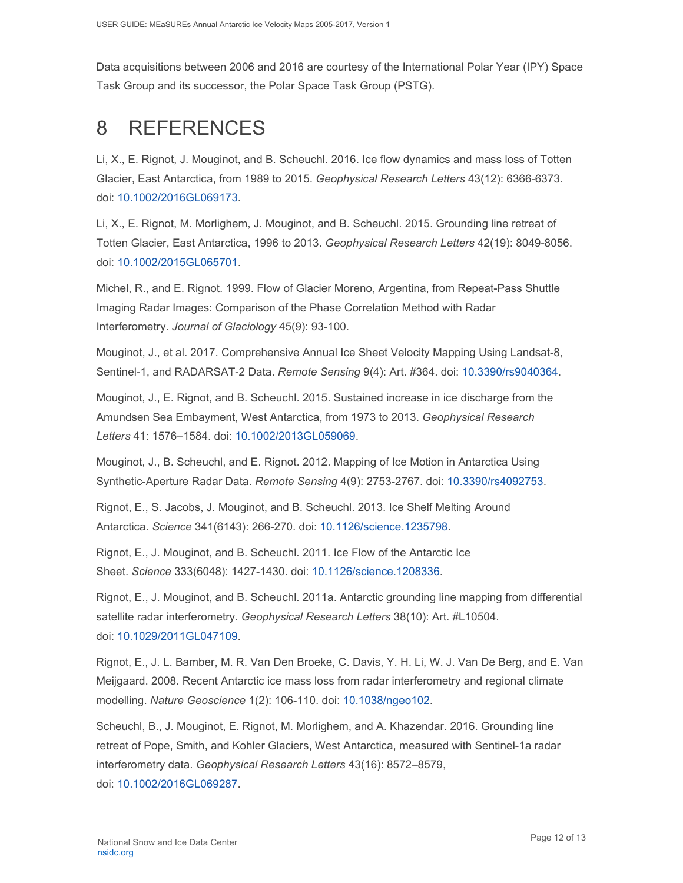Data acquisitions between 2006 and 2016 are courtesy of the International Polar Year (IPY) Space Task Group and its successor, the Polar Space Task Group (PSTG).

# 8 REFERENCES

Li, X., E. Rignot, J. Mouginot, and B. Scheuchl. 2016. Ice flow dynamics and mass loss of Totten Glacier, East Antarctica, from 1989 to 2015. *Geophysical Research Letters* 43(12): 6366-6373. doi: 10.1002/2016GL069173.

Li, X., E. Rignot, M. Morlighem, J. Mouginot, and B. Scheuchl. 2015. Grounding line retreat of Totten Glacier, East Antarctica, 1996 to 2013. *Geophysical Research Letters* 42(19): 8049-8056. doi: 10.1002/2015GL065701.

Michel, R., and E. Rignot. 1999. Flow of Glacier Moreno, Argentina, from Repeat-Pass Shuttle Imaging Radar Images: Comparison of the Phase Correlation Method with Radar Interferometry. *Journal of Glaciology* 45(9): 93-100.

Mouginot, J., et al. 2017. Comprehensive Annual Ice Sheet Velocity Mapping Using Landsat-8, Sentinel-1, and RADARSAT-2 Data. *Remote Sensing* 9(4): Art. #364. doi: 10.3390/rs9040364.

Mouginot, J., E. Rignot, and B. Scheuchl. 2015. Sustained increase in ice discharge from the Amundsen Sea Embayment, West Antarctica, from 1973 to 2013. *Geophysical Research Letters* 41: 1576–1584. doi: 10.1002/2013GL059069.

Mouginot, J., B. Scheuchl, and E. Rignot. 2012. Mapping of Ice Motion in Antarctica Using Synthetic-Aperture Radar Data. *Remote Sensing* 4(9): 2753-2767. doi: 10.3390/rs4092753.

Rignot, E., S. Jacobs, J. Mouginot, and B. Scheuchl. 2013. Ice Shelf Melting Around Antarctica. *Science* 341(6143): 266-270. doi: 10.1126/science.1235798.

Rignot, E., J. Mouginot, and B. Scheuchl. 2011. Ice Flow of the Antarctic Ice Sheet. *Science* 333(6048): 1427-1430. doi: 10.1126/science.1208336.

Rignot, E., J. Mouginot, and B. Scheuchl. 2011a. Antarctic grounding line mapping from differential satellite radar interferometry. *Geophysical Research Letters* 38(10): Art. #L10504. doi: 10.1029/2011GL047109.

Rignot, E., J. L. Bamber, M. R. Van Den Broeke, C. Davis, Y. H. Li, W. J. Van De Berg, and E. Van Meijgaard. 2008. Recent Antarctic ice mass loss from radar interferometry and regional climate modelling. *Nature Geoscience* 1(2): 106-110. doi: 10.1038/ngeo102.

Scheuchl, B., J. Mouginot, E. Rignot, M. Morlighem, and A. Khazendar. 2016. Grounding line retreat of Pope, Smith, and Kohler Glaciers, West Antarctica, measured with Sentinel-1a radar interferometry data. *Geophysical Research Letters* 43(16): 8572–8579, doi: 10.1002/2016GL069287.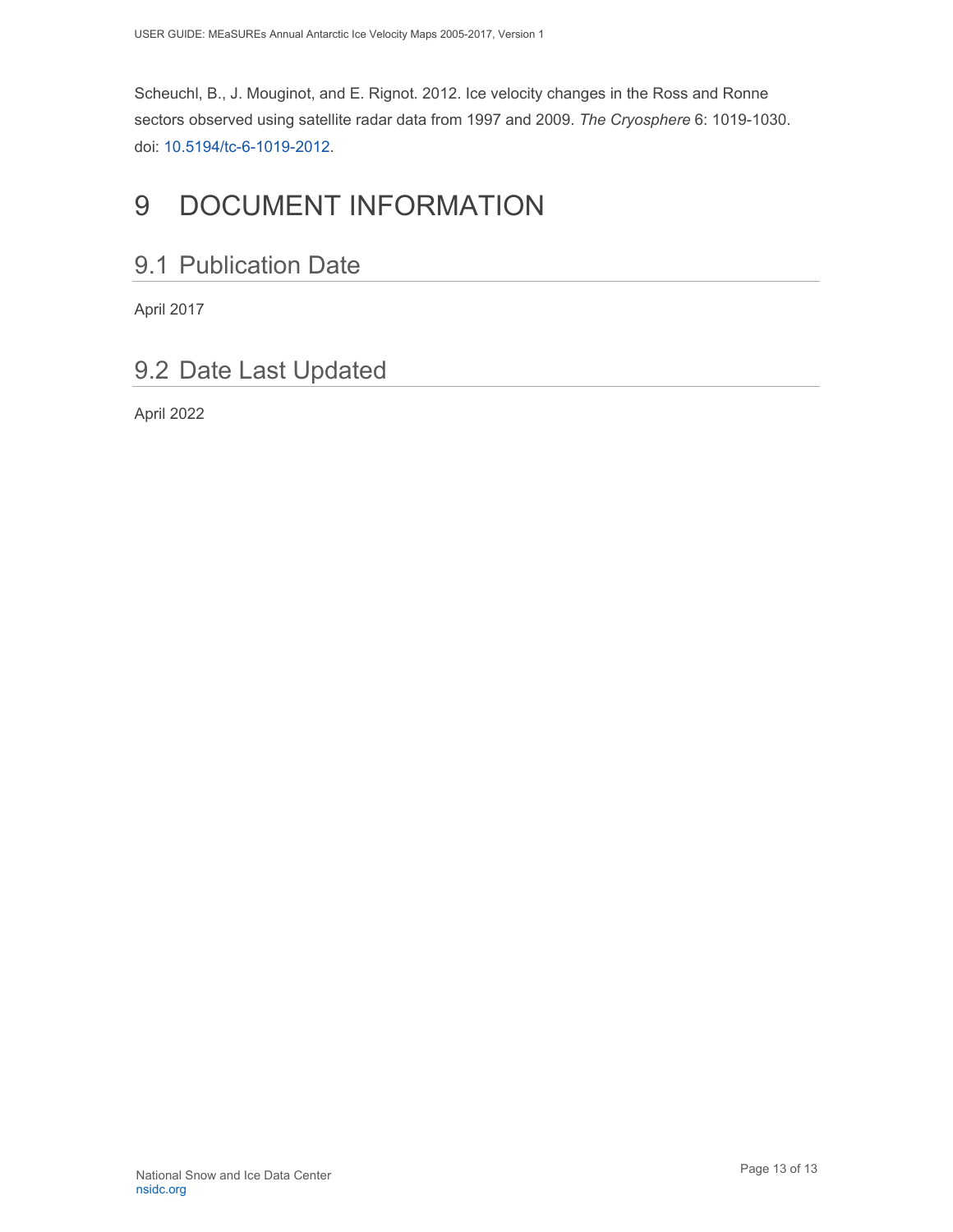Scheuchl, B., J. Mouginot, and E. Rignot. 2012. Ice velocity changes in the Ross and Ronne sectors observed using satellite radar data from 1997 and 2009. *The Cryosphere* 6: 1019-1030. doi: 10.5194/tc-6-1019-2012.

# 9 DOCUMENT INFORMATION

## 9.1 Publication Date

April 2017

## 9.2 Date Last Updated

April 2022